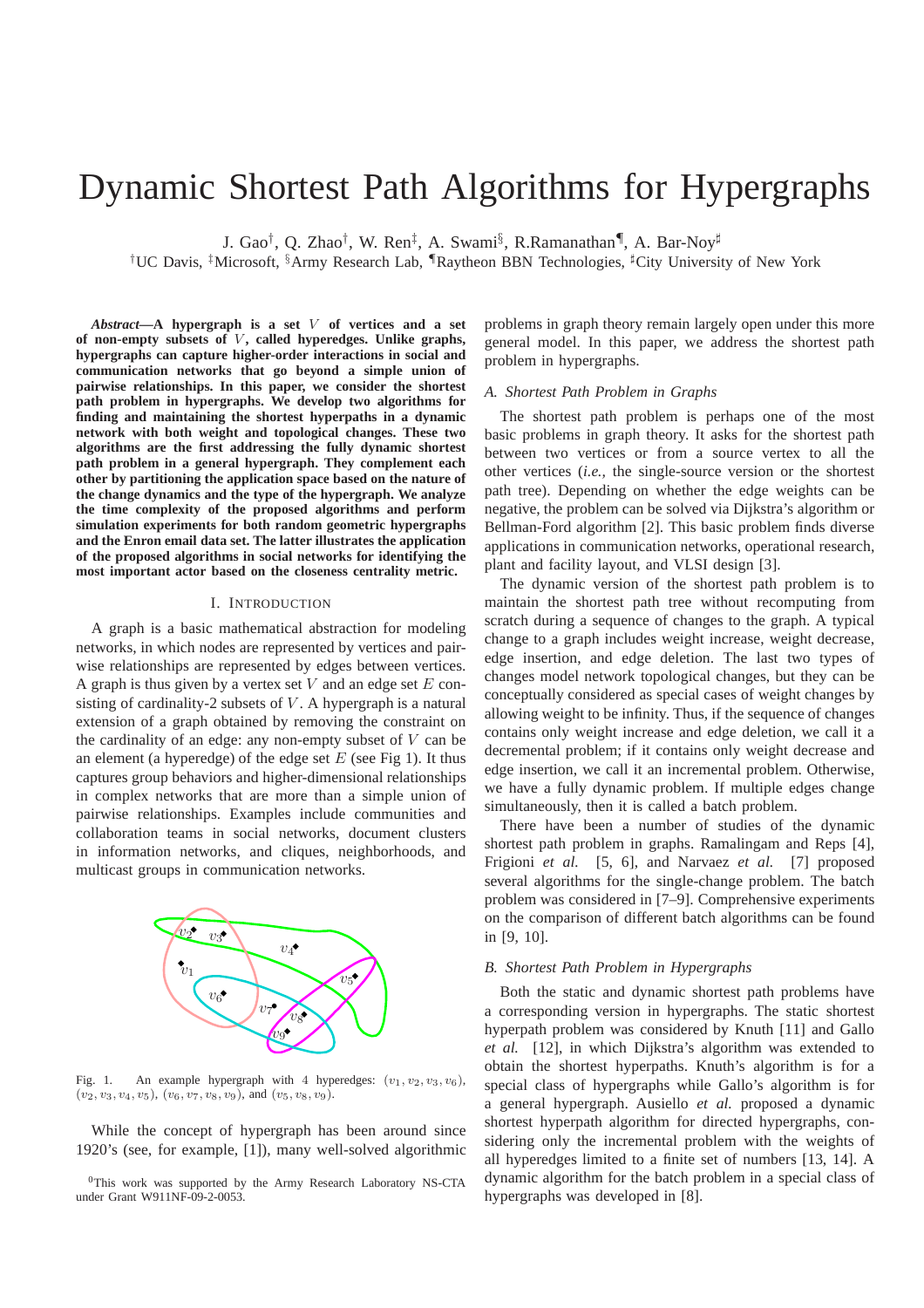# Dynamic Shortest Path Algorithms for Hypergraphs

J. Gao[†], Q. Zhao[†], W. Ren[‡], A. Swami[§], R.Ramanathan[¶], A. Bar-Noy[♯]

[†]UC Davis, [‡]Microsoft, [§]Army Research Lab, [¶]Raytheon BBN Technologies, [♯]City University of New York

***Abstract*—A hypergraph is a set $V$ of vertices and a set of non-empty subsets of $V$, called hyperedges. Unlike graphs, hypergraphs can capture higher-order interactions in social and communication networks that go beyond a simple union of pairwise relationships. In this paper, we consider the shortest path problem in hypergraphs. We develop two algorithms for finding and maintaining the shortest hyperpaths in a dynamic network with both weight and topological changes. These two algorithms are the first addressing the fully dynamic shortest path problem in a general hypergraph. They complement each other by partitioning the application space based on the nature of the change dynamics and the type of the hypergraph. We analyze the time complexity of the proposed algorithms and perform simulation experiments for both random geometric hypergraphs and the Enron email data set. The latter illustrates the application of the proposed algorithms in social networks for identifying the most important actor based on the closeness centrality metric.**

## I. Introduction

A graph is a basic mathematical abstraction for modeling networks, in which nodes are represented by vertices and pairwise relationships are represented by edges between vertices. A graph is thus given by a vertex set $V$ and an edge set $E$ consisting of cardinality-2 subsets of $V$. A hypergraph is a natural extension of a graph obtained by removing the constraint on the cardinality of an edge: any non-empty subset of $V$ can be an element (a hyperedge) of the edge set $E$ (see Fig 1). It thus captures group behaviors and higher-dimensional relationships in complex networks that are more than a simple union of pairwise relationships. Examples include communities and collaboration teams in social networks, document clusters in information networks, and cliques, neighborhoods, and multicast groups in communication networks.

Fig. 1. An example hypergraph with 4 hyperedges: $(v_1, v_2, v_3, v_6)$, $(v_2, v_3, v_4, v_5)$, $(v_6, v_7, v_8, v_9)$, and $(v_5, v_8, v_9)$.

While the concept of hypergraph has been around since 1920's (see, for example, [1]), many well-solved algorithmic problems in graph theory remain largely open under this more general model. In this paper, we address the shortest path problem in hypergraphs.

### A. Shortest Path Problem in Graphs

The shortest path problem is perhaps one of the most basic problems in graph theory. It asks for the shortest path between two vertices or from a source vertex to all the other vertices (*i.e.,* the single-source version or the shortest path tree). Depending on whether the edge weights can be negative, the problem can be solved via Dijkstra's algorithm or Bellman-Ford algorithm [2]. This basic problem finds diverse applications in communication networks, operational research, plant and facility layout, and VLSI design [3].

The dynamic version of the shortest path problem is to maintain the shortest path tree without recomputing from scratch during a sequence of changes to the graph. A typical change to a graph includes weight increase, weight decrease, edge insertion, and edge deletion. The last two types of changes model network topological changes, but they can be conceptually considered as special cases of weight changes by allowing weight to be infinity. Thus, if the sequence of changes contains only weight increase and edge deletion, we call it a decremental problem; if it contains only weight decrease and edge insertion, we call it an incremental problem. Otherwise, we have a fully dynamic problem. If multiple edges change simultaneously, then it is called a batch problem.

There have been a number of studies of the dynamic shortest path problem in graphs. Ramalingam and Reps [4], Frigioni *et al.* [5, 6], and Narvaez *et al.* [7] proposed several algorithms for the single-change problem. The batch problem was considered in [7–9]. Comprehensive experiments on the comparison of different batch algorithms can be found in [9, 10].

### B. Shortest Path Problem in Hypergraphs

Both the static and dynamic shortest path problems have a corresponding version in hypergraphs. The static shortest hyperpath problem was considered by Knuth [11] and Gallo *et al.* [12], in which Dijkstra's algorithm was extended to obtain the shortest hyperpaths. Knuth's algorithm is for a special class of hypergraphs while Gallo's algorithm is for a general hypergraph. Ausiello *et al.* proposed a dynamic shortest hyperpath algorithm for directed hypergraphs, considering only the incremental problem with the weights of all hyperedges limited to a finite set of numbers [13, 14]. A dynamic algorithm for the batch problem in a special class of hypergraphs was developed in [8].

[0]This work was supported by the Army Research Laboratory NS-CTA under Grant W911NF-09-2-0053.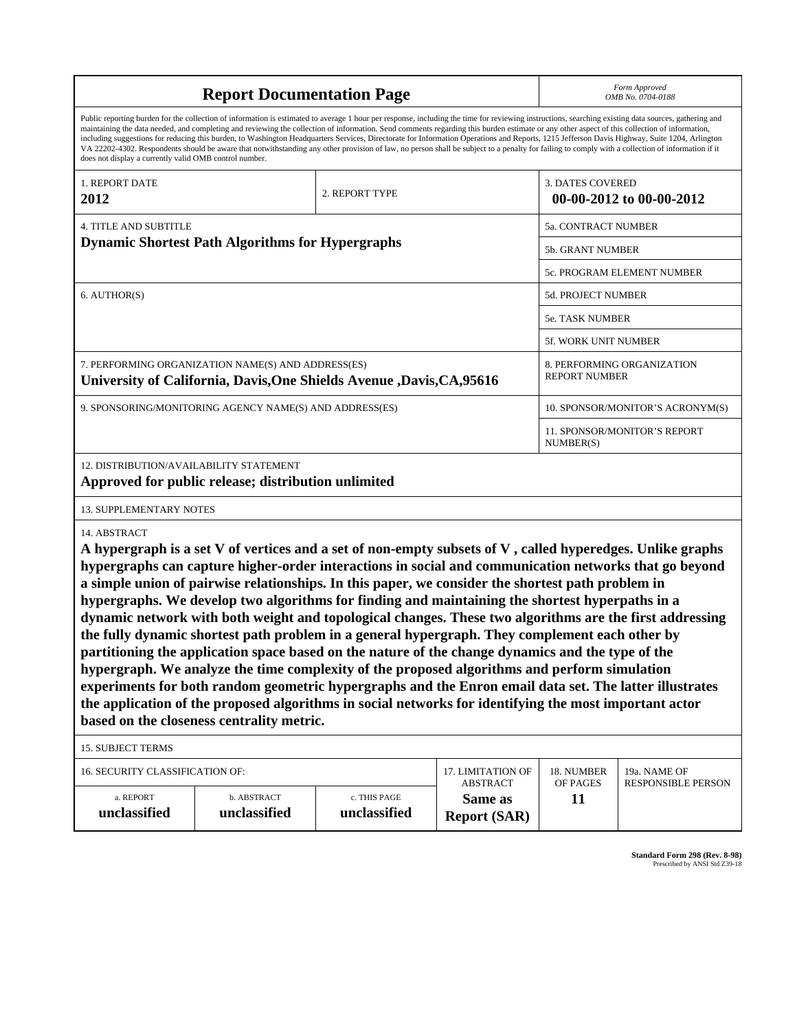# Report Documentation Page

*Form Approved*
*OMB No. 0704-0188*

Public reporting burden for the collection of information is estimated to average 1 hour per response, including the time for reviewing instructions, searching existing data sources, gathering and maintaining the data needed, and completing and reviewing the collection of information. Send comments regarding this burden estimate or any other aspect of this collection of information, including suggestions for reducing this burden, to Washington Headquarters Services, Directorate for Information Operations and Reports, 1215 Jefferson Davis Highway, Suite 1204, Arlington VA 22202-4302. Respondents should be aware that notwithstanding any other provision of law, no person shall be subject to a penalty for failing to comply with a collection of information if it does not display a currently valid OMB control number.

| 1. REPORT DATE | 2. REPORT TYPE | 3. DATES COVERED |
|---|---|---|
| **2012** | | **00-00-2012 to 00-00-2012** |

| 4. TITLE AND SUBTITLE | |
|---|---|
| **Dynamic Shortest Path Algorithms for Hypergraphs** | 5a. CONTRACT NUMBER |
| | 5b. GRANT NUMBER |
| | 5c. PROGRAM ELEMENT NUMBER |
| 6. AUTHOR(S) | 5d. PROJECT NUMBER |
| | 5e. TASK NUMBER |
| | 5f. WORK UNIT NUMBER |
| 7. PERFORMING ORGANIZATION NAME(S) AND ADDRESS(ES) **University of California, Davis,One Shields Avenue ,Davis,CA,95616** | 8. PERFORMING ORGANIZATION REPORT NUMBER |
| 9. SPONSORING/MONITORING AGENCY NAME(S) AND ADDRESS(ES) | 10. SPONSOR/MONITOR'S ACRONYM(S) |
| | 11. SPONSOR/MONITOR'S REPORT NUMBER(S) |

12. DISTRIBUTION/AVAILABILITY STATEMENT

**Approved for public release; distribution unlimited**

13. SUPPLEMENTARY NOTES

14. ABSTRACT

**A hypergraph is a set V of vertices and a set of non-empty subsets of V , called hyperedges. Unlike graphs hypergraphs can capture higher-order interactions in social and communication networks that go beyond a simple union of pairwise relationships. In this paper, we consider the shortest path problem in hypergraphs. We develop two algorithms for finding and maintaining the shortest hyperpaths in a dynamic network with both weight and topological changes. These two algorithms are the first addressing the fully dynamic shortest path problem in a general hypergraph. They complement each other by partitioning the application space based on the nature of the change dynamics and the type of the hypergraph. We analyze the time complexity of the proposed algorithms and perform simulation experiments for both random geometric hypergraphs and the Enron email data set. The latter illustrates the application of the proposed algorithms in social networks for identifying the most important actor based on the closeness centrality metric.**

15. SUBJECT TERMS

| 16. SECURITY CLASSIFICATION OF: | | | 17. LIMITATION OF ABSTRACT | 18. NUMBER OF PAGES | 19a. NAME OF RESPONSIBLE PERSON |
|---|---|---|---|---|---|
| a. REPORT **unclassified** | b. ABSTRACT **unclassified** | c. THIS PAGE **unclassified** | **Same as Report (SAR)** | **11** | |

**Standard Form 298 (Rev. 8-98)**
Prescribed by ANSI Std Z39-18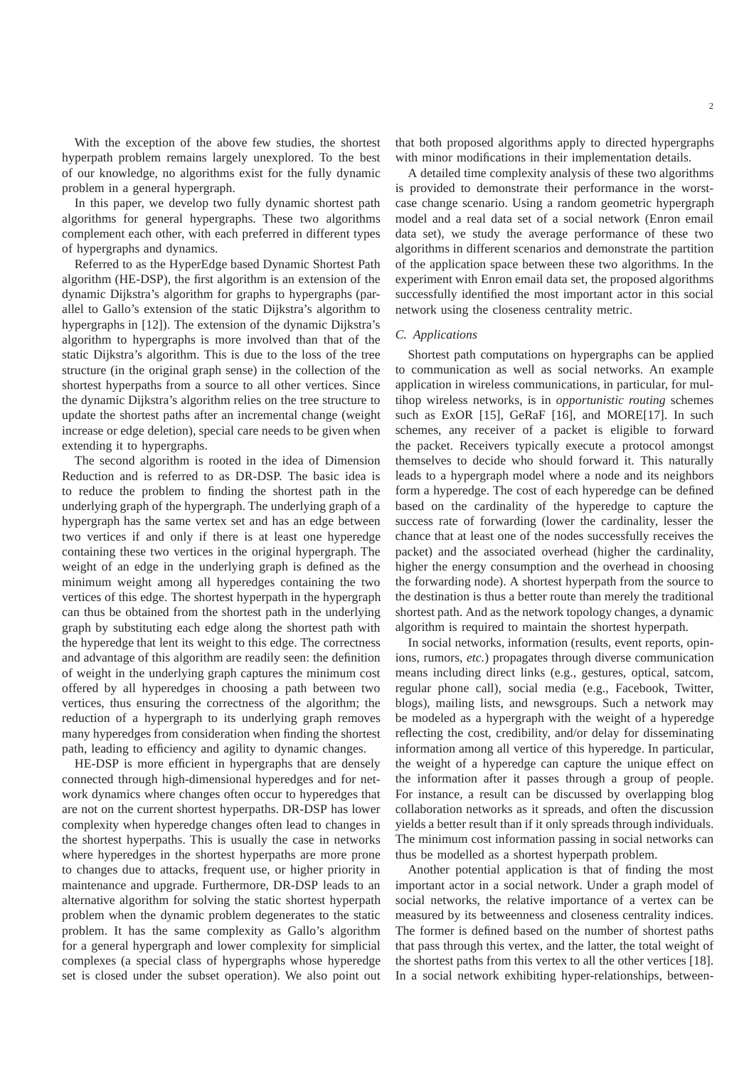With the exception of the above few studies, the shortest hyperpath problem remains largely unexplored. To the best of our knowledge, no algorithms exist for the fully dynamic problem in a general hypergraph.

In this paper, we develop two fully dynamic shortest path algorithms for general hypergraphs. These two algorithms complement each other, with each preferred in different types of hypergraphs and dynamics.

Referred to as the HyperEdge based Dynamic Shortest Path algorithm (HE-DSP), the first algorithm is an extension of the dynamic Dijkstra's algorithm for graphs to hypergraphs (parallel to Gallo's extension of the static Dijkstra's algorithm to hypergraphs in [12]). The extension of the dynamic Dijkstra's algorithm to hypergraphs is more involved than that of the static Dijkstra's algorithm. This is due to the loss of the tree structure (in the original graph sense) in the collection of the shortest hyperpaths from a source to all other vertices. Since the dynamic Dijkstra's algorithm relies on the tree structure to update the shortest paths after an incremental change (weight increase or edge deletion), special care needs to be given when extending it to hypergraphs.

The second algorithm is rooted in the idea of Dimension Reduction and is referred to as DR-DSP. The basic idea is to reduce the problem to finding the shortest path in the underlying graph of the hypergraph. The underlying graph of a hypergraph has the same vertex set and has an edge between two vertices if and only if there is at least one hyperedge containing these two vertices in the original hypergraph. The weight of an edge in the underlying graph is defined as the minimum weight among all hyperedges containing the two vertices of this edge. The shortest hyperpath in the hypergraph can thus be obtained from the shortest path in the underlying graph by substituting each edge along the shortest path with the hyperedge that lent its weight to this edge. The correctness and advantage of this algorithm are readily seen: the definition of weight in the underlying graph captures the minimum cost offered by all hyperedges in choosing a path between two vertices, thus ensuring the correctness of the algorithm; the reduction of a hypergraph to its underlying graph removes many hyperedges from consideration when finding the shortest path, leading to efficiency and agility to dynamic changes.

HE-DSP is more efficient in hypergraphs that are densely connected through high-dimensional hyperedges and for network dynamics where changes often occur to hyperedges that are not on the current shortest hyperpaths. DR-DSP has lower complexity when hyperedge changes often lead to changes in the shortest hyperpaths. This is usually the case in networks where hyperedges in the shortest hyperpaths are more prone to changes due to attacks, frequent use, or higher priority in maintenance and upgrade. Furthermore, DR-DSP leads to an alternative algorithm for solving the static shortest hyperpath problem when the dynamic problem degenerates to the static problem. It has the same complexity as Gallo's algorithm for a general hypergraph and lower complexity for simplicial complexes (a special class of hypergraphs whose hyperedge set is closed under the subset operation). We also point out that both proposed algorithms apply to directed hypergraphs with minor modifications in their implementation details.

A detailed time complexity analysis of these two algorithms is provided to demonstrate their performance in the worst-case change scenario. Using a random geometric hypergraph model and a real data set of a social network (Enron email data set), we study the average performance of these two algorithms in different scenarios and demonstrate the partition of the application space between these two algorithms. In the experiment with Enron email data set, the proposed algorithms successfully identified the most important actor in this social network using the closeness centrality metric.

### C. Applications

Shortest path computations on hypergraphs can be applied to communication as well as social networks. An example application in wireless communications, in particular, for multihop wireless networks, is in *opportunistic routing* schemes such as ExOR [15], GeRaF [16], and MORE[17]. In such schemes, any receiver of a packet is eligible to forward the packet. Receivers typically execute a protocol amongst themselves to decide who should forward it. This naturally leads to a hypergraph model where a node and its neighbors form a hyperedge. The cost of each hyperedge can be defined based on the cardinality of the hyperedge to capture the success rate of forwarding (lower the cardinality, lesser the chance that at least one of the nodes successfully receives the packet) and the associated overhead (higher the cardinality, higher the energy consumption and the overhead in choosing the forwarding node). A shortest hyperpath from the source to the destination is thus a better route than merely the traditional shortest path. And as the network topology changes, a dynamic algorithm is required to maintain the shortest hyperpath.

In social networks, information (results, event reports, opinions, rumors, *etc.*) propagates through diverse communication means including direct links (e.g., gestures, optical, satcom, regular phone call), social media (e.g., Facebook, Twitter, blogs), mailing lists, and newsgroups. Such a network may be modeled as a hypergraph with the weight of a hyperedge reflecting the cost, credibility, and/or delay for disseminating information among all vertice of this hyperedge. In particular, the weight of a hyperedge can capture the unique effect on the information after it passes through a group of people. For instance, a result can be discussed by overlapping blog collaboration networks as it spreads, and often the discussion yields a better result than if it only spreads through individuals. The minimum cost information passing in social networks can thus be modelled as a shortest hyperpath problem.

Another potential application is that of finding the most important actor in a social network. Under a graph model of social networks, the relative importance of a vertex can be measured by its betweenness and closeness centrality indices. The former is defined based on the number of shortest paths that pass through this vertex, and the latter, the total weight of the shortest paths from this vertex to all the other vertices [18]. In a social network exhibiting hyper-relationships, between-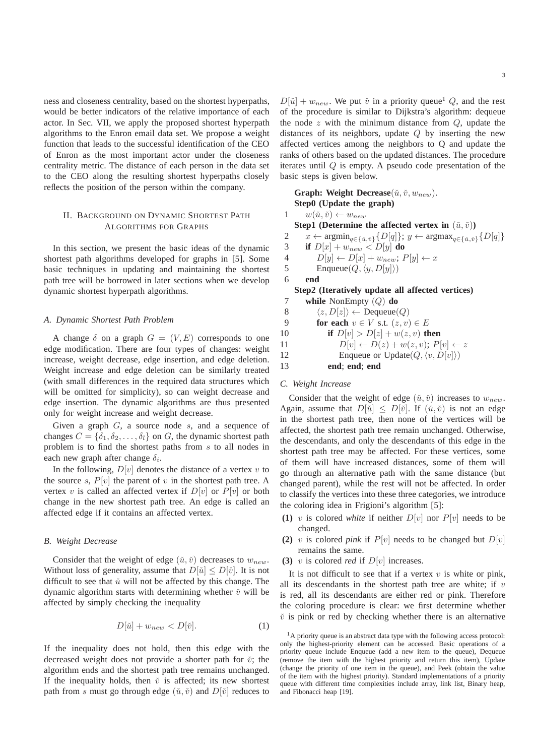ness and closeness centrality, based on the shortest hyperpaths, would be better indicators of the relative importance of each actor. In Sec. VII, we apply the proposed shortest hyperpath algorithms to the Enron email data set. We propose a weight function that leads to the successful identification of the CEO of Enron as the most important actor under the closeness centrality metric. The distance of each person in the data set to the CEO along the resulting shortest hyperpaths closely reflects the position of the person within the company.

## II. Background on Dynamic Shortest Path Algorithms for Graphs

In this section, we present the basic ideas of the dynamic shortest path algorithms developed for graphs in [5]. Some basic techniques in updating and maintaining the shortest path tree will be borrowed in later sections when we develop dynamic shortest hyperpath algorithms.

### A. Dynamic Shortest Path Problem

A change $\delta$ on a graph $G = (V, E)$ corresponds to one edge modification. There are four types of changes: weight increase, weight decrease, edge insertion, and edge deletion. Weight increase and edge deletion can be similarly treated (with small differences in the required data structures which will be omitted for simplicity), so can weight decrease and edge insertion. The dynamic algorithms are thus presented only for weight increase and weight decrease.

Given a graph $G$, a source node $s$, and a sequence of changes $C = \{\delta_1, \delta_2, \ldots, \delta_l\}$ on $G$, the dynamic shortest path problem is to find the shortest paths from $s$ to all nodes in each new graph after change $\delta_i$.

In the following, $D[v]$ denotes the distance of a vertex $v$ to the source $s$, $P[v]$ the parent of $v$ in the shortest path tree. A vertex $v$ is called an affected vertex if $D[v]$ or $P[v]$ or both change in the new shortest path tree. An edge is called an affected edge if it contains an affected vertex.

### B. Weight Decrease

Consider that the weight of edge $(\check{u}, \check{v})$ decreases to $w_{new}$. Without loss of generality, assume that $D[\check{u}] \leq D[\check{v}]$. It is not difficult to see that $\check{u}$ will not be affected by this change. The dynamic algorithm starts with determining whether $\check{v}$ will be affected by simply checking the inequality

$$D[\check{u}] + w_{new} < D[\check{v}]. \tag{1}$$

If the inequality does not hold, then this edge with the decreased weight does not provide a shorter path for $\check{v}$; the algorithm ends and the shortest path tree remains unchanged. If the inequality holds, then $\check{v}$ is affected; its new shortest path from $s$ must go through edge $(\check{u}, \check{v})$ and $D[\check{v}]$ reduces to $D[\check{u}] + w_{new}$. We put $\check{v}$ in a priority queue[1] $Q$, and the rest of the procedure is similar to Dijkstra's algorithm: dequeue the node $z$ with the minimum distance from $Q$, update the distances of its neighbors, update $Q$ by inserting the new affected vertices among the neighbors to Q and update the ranks of others based on the updated distances. The procedure iterates until $Q$ is empty. A pseudo code presentation of the basic steps is given below.

**Graph: Weight Decrease**$(\check{u}, \check{v}, w_{new})$.
**Step0 (Update the graph)**
1 $\quad w(\check{u}, \check{v}) \leftarrow w_{new}$
**Step1 (Determine the affected vertex in $(\check{u}, \check{v})$)**
2 $\quad x \leftarrow \text{argmin}_{q \in \{\check{u}, \check{v}\}}\{D[q]\}$; $y \leftarrow \text{argmax}_{q \in \{\check{u}, \check{v}\}}\{D[q]\}$
3 $\quad$ **if** $D[x] + w_{new} < D[y]$ **do**
4 $\quad\quad D[y] \leftarrow D[x] + w_{new}$; $P[y] \leftarrow x$
5 $\quad\quad$ Enqueue$(Q, \langle y, D[y] \rangle)$
6 $\quad$ **end**
**Step2 (Iteratively update all affected vertices)**
7 $\quad$ **while** NonEmpty $(Q)$ **do**
8 $\quad\quad \langle z, D[z] \rangle \leftarrow$ Dequeue$(Q)$
9 $\quad\quad$ **for each** $v \in V$ s.t. $(z, v) \in E$
10 $\quad\quad\quad$ **if** $D[v] > D[z] + w(z, v)$ **then**
11 $\quad\quad\quad\quad D[v] \leftarrow D(z) + w(z, v)$; $P[v] \leftarrow z$
12 $\quad\quad\quad\quad$ Enqueue or Update$(Q, \langle v, D[v] \rangle)$
13 $\quad\quad\quad$ **end**; **end**; **end**

### C. Weight Increase

Consider that the weight of edge $(\check{u}, \check{v})$ increases to $w_{new}$. Again, assume that $D[\check{u}] \leq D[\check{v}]$. If $(\check{u}, \check{v})$ is not an edge in the shortest path tree, then none of the vertices will be affected, the shortest path tree remain unchanged. Otherwise, the descendants, and only the descendants of this edge in the shortest path tree may be affected. For these vertices, some of them will have increased distances, some of them will go through an alternative path with the same distance (but changed parent), while the rest will not be affected. In order to classify the vertices into these three categories, we introduce the coloring idea in Frigioni's algorithm [5]:

- **(1)** $v$ is colored *white* if neither $D[v]$ nor $P[v]$ needs to be changed.
- **(2)** $v$ is colored *pink* if $P[v]$ needs to be changed but $D[v]$ remains the same.
- **(3)** $v$ is colored *red* if $D[v]$ increases.

It is not difficult to see that if a vertex $v$ is white or pink, all its descendants in the shortest path tree are white; if $v$ is red, all its descendants are either red or pink. Therefore the coloring procedure is clear: we first determine whether $\check{v}$ is pink or red by checking whether there is an alternative

[1] A priority queue is an abstract data type with the following access protocol: only the highest-priority element can be accessed. Basic operations of a priority queue include Enqueue (add a new item to the queue), Dequeue (remove the item with the highest priority and return this item), Update (change the priority of one item in the queue), and Peek (obtain the value of the item with the highest priority). Standard implementations of a priority queue with different time complexities include array, link list, Binary heap, and Fibonacci heap [19].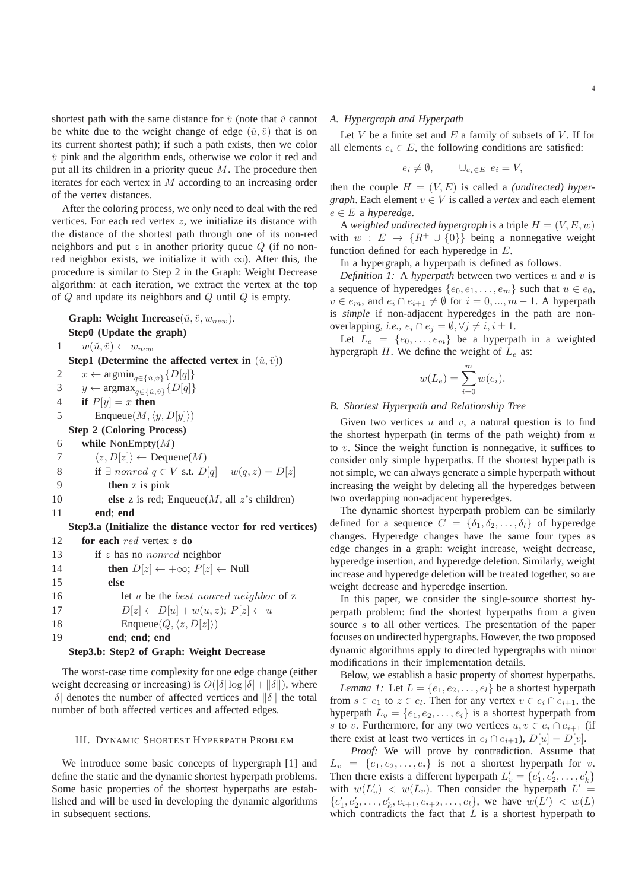shortest path with the same distance for $\check{v}$ (note that $\check{v}$ cannot be white due to the weight change of edge $(\check{u}, \check{v})$ that is on its current shortest path); if such a path exists, then we color $\check{v}$ pink and the algorithm ends, otherwise we color it red and put all its children in a priority queue $M$. The procedure then iterates for each vertex in $M$ according to an increasing order of the vertex distances.

After the coloring process, we only need to deal with the red vertices. For each red vertex $z$, we initialize its distance with the distance of the shortest path through one of its non-red neighbors and put $z$ in another priority queue $Q$ (if no non-red neighbor exists, we initialize it with $\infty$). After this, the procedure is similar to Step 2 in the Graph: Weight Decrease algorithm: at each iteration, we extract the vertex at the top of $Q$ and update its neighbors and $Q$ until $Q$ is empty.

**Graph: Weight Increase**$(\check{u}, \check{v}, w_{new})$.
**Step0 (Update the graph)**

```
1    w(ǔ, v̌) ← w_new
     Step1 (Determine the affected vertex in (ǔ, v̌))
2    x ← argmin_{q∈{ǔ,v̌}} {D[q]}
3    y ← argmax_{q∈{ǔ,v̌}} {D[q]}
4    if P[y] = x then
5        Enqueue(M, ⟨y, D[y]⟩)
     Step 2 (Coloring Process)
6    while NonEmpty(M)
7        ⟨z, D[z]⟩ ← Dequeue(M)
8        if ∃ nonred q ∈ V s.t. D[q] + w(q, z) = D[z]
9            then z is pink
10           else z is red; Enqueue(M, all z's children)
11       end; end
     Step3.a (Initialize the distance vector for red vertices)
12   for each red vertex z do
13       if z has no nonred neighbor
14           then D[z] ← +∞; P[z] ← Null
15       else
16           let u be the best nonred neighbor of z
17           D[z] ← D[u] + w(u, z); P[z] ← u
18           Enqueue(Q, ⟨z, D[z]⟩)
19       end; end; end
     Step3.b: Step2 of Graph: Weight Decrease
```

The worst-case time complexity for one edge change (either weight decreasing or increasing) is $O(|\delta| \log |\delta| + \|\delta\|)$, where $|\delta|$ denotes the number of affected vertices and $\|\delta\|$ the total number of both affected vertices and affected edges.

## III. Dynamic Shortest Hyperpath Problem

We introduce some basic concepts of hypergraph [1] and define the static and the dynamic shortest hyperpath problems. Some basic properties of the shortest hyperpaths are established and will be used in developing the dynamic algorithms in subsequent sections.

### A. Hypergraph and Hyperpath

Let $V$ be a finite set and $E$ a family of subsets of $V$. If for all elements $e_i \in E$, the following conditions are satisfied:

$$e_i \neq \emptyset, \qquad \cup_{e_i \in E}\ e_i = V,$$

then the couple $H = (V, E)$ is called a *(undirected) hypergraph*. Each element $v \in V$ is called a *vertex* and each element $e \in E$ a *hyperedge*.

A *weighted undirected hypergraph* is a triple $H = (V, E, w)$ with $w : E \rightarrow \{R^+ \cup \{0\}\}$ being a nonnegative weight function defined for each hyperedge in $E$.

In a hypergraph, a hyperpath is defined as follows.

*Definition 1:* A *hyperpath* between two vertices $u$ and $v$ is a sequence of hyperedges $\{e_0, e_1, \ldots, e_m\}$ such that $u \in e_0$, $v \in e_m$, and $e_i \cap e_{i+1} \neq \emptyset$ for $i = 0, ..., m-1$. A hyperpath is *simple* if non-adjacent hyperedges in the path are non-overlapping, *i.e.*, $e_i \cap e_j = \emptyset, \forall j \neq i, i \pm 1$.

Let $L_e = \{e_0, \ldots, e_m\}$ be a hyperpath in a weighted hypergraph $H$. We define the weight of $L_e$ as:

$$w(L_e) = \sum_{i=0}^{m} w(e_i).$$

### B. Shortest Hyperpath and Relationship Tree

Given two vertices $u$ and $v$, a natural question is to find the shortest hyperpath (in terms of the path weight) from $u$ to $v$. Since the weight function is nonnegative, it suffices to consider only simple hyperpaths. If the shortest hyperpath is not simple, we can always generate a simple hyperpath without increasing the weight by deleting all the hyperedges between two overlapping non-adjacent hyperedges.

The dynamic shortest hyperpath problem can be similarly defined for a sequence $C = \{\delta_1, \delta_2, \ldots, \delta_l\}$ of hyperedge changes. Hyperedge changes have the same four types as edge changes in a graph: weight increase, weight decrease, hyperedge insertion, and hyperedge deletion. Similarly, weight increase and hyperedge deletion will be treated together, so are weight decrease and hyperedge insertion.

In this paper, we consider the single-source shortest hyperpath problem: find the shortest hyperpaths from a given source $s$ to all other vertices. The presentation of the paper focuses on undirected hypergraphs. However, the two proposed dynamic algorithms apply to directed hypergraphs with minor modifications in their implementation details.

Below, we establish a basic property of shortest hyperpaths.

*Lemma 1:* Let $L = \{e_1, e_2, \ldots, e_l\}$ be a shortest hyperpath from $s \in e_1$ to $z \in e_l$. Then for any vertex $v \in e_i \cap e_{i+1}$, the hyperpath $L_v = \{e_1, e_2, \ldots, e_i\}$ is a shortest hyperpath from $s$ to $v$. Furthermore, for any two vertices $u, v \in e_i \cap e_{i+1}$ (if there exist at least two vertices in $e_i \cap e_{i+1}$), $D[u] = D[v]$.

*Proof:* We will prove by contradiction. Assume that $L_v = \{e_1, e_2, \ldots, e_i\}$ is not a shortest hyperpath for $v$. Then there exists a different hyperpath $L'_v = \{e'_1, e'_2, \ldots, e'_k\}$ with $w(L'_v) < w(L_v)$. Then consider the hyperpath $L' = \{e'_1, e'_2, \ldots, e'_k, e_{i+1}, e_{i+2}, \ldots, e_l\}$, we have $w(L') < w(L)$ which contradicts the fact that $L$ is a shortest hyperpath to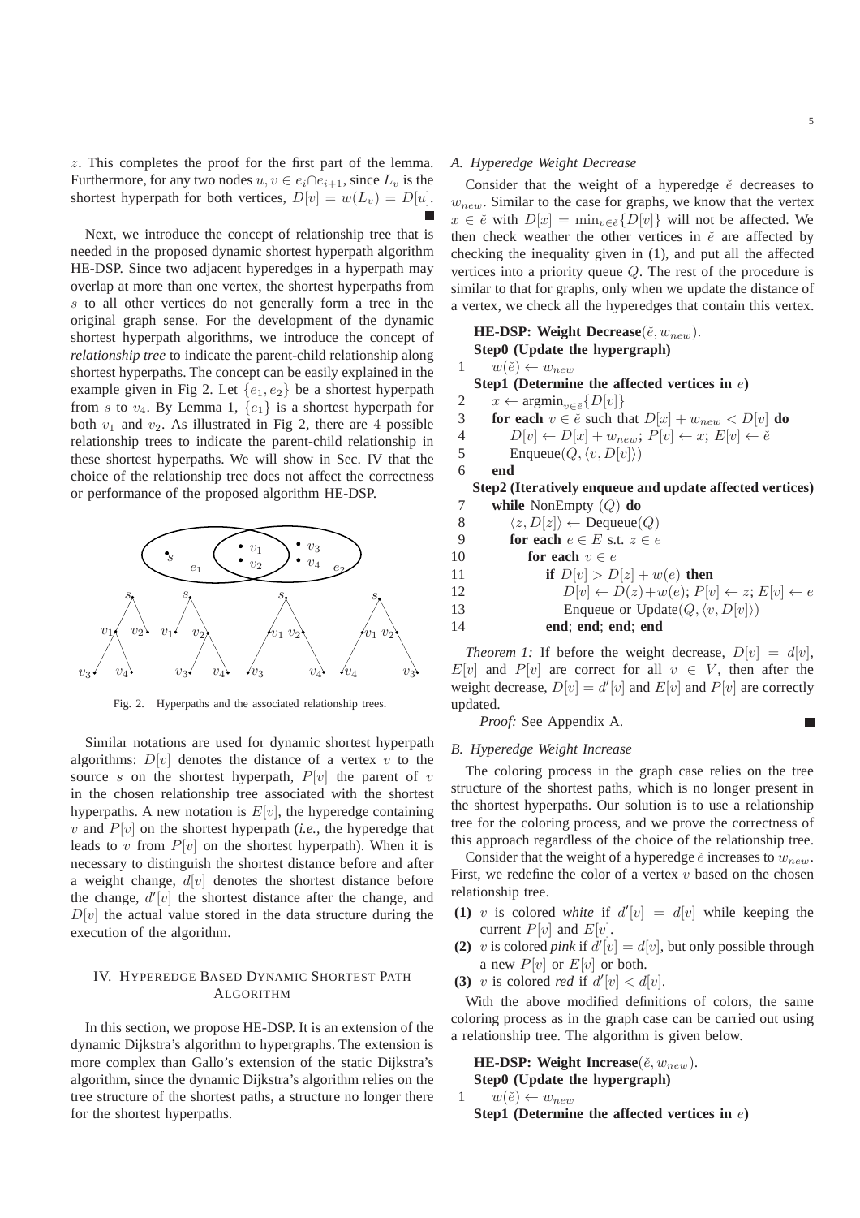$z$. This completes the proof for the first part of the lemma. Furthermore, for any two nodes $u, v \in e_i \cap e_{i+1}$, since $L_v$ is the shortest hyperpath for both vertices, $D[v] = w(L_v) = D[u]$. ■

Next, we introduce the concept of relationship tree that is needed in the proposed dynamic shortest hyperpath algorithm HE-DSP. Since two adjacent hyperedges in a hyperpath may overlap at more than one vertex, the shortest hyperpaths from $s$ to all other vertices do not generally form a tree in the original graph sense. For the development of the dynamic shortest hyperpath algorithms, we introduce the concept of *relationship tree* to indicate the parent-child relationship along shortest hyperpaths. The concept can be easily explained in the example given in Fig 2. Let $\{e_1, e_2\}$ be a shortest hyperpath from $s$ to $v_4$. By Lemma 1, $\{e_1\}$ is a shortest hyperpath for both $v_1$ and $v_2$. As illustrated in Fig 2, there are 4 possible relationship trees to indicate the parent-child relationship in these shortest hyperpaths. We will show in Sec. IV that the choice of the relationship tree does not affect the correctness or performance of the proposed algorithm HE-DSP.

Fig. 2. Hyperpaths and the associated relationship trees.

Similar notations are used for dynamic shortest hyperpath algorithms: $D[v]$ denotes the distance of a vertex $v$ to the source $s$ on the shortest hyperpath, $P[v]$ the parent of $v$ in the chosen relationship tree associated with the shortest hyperpaths. A new notation is $E[v]$, the hyperedge containing $v$ and $P[v]$ on the shortest hyperpath (*i.e.*, the hyperedge that leads to $v$ from $P[v]$ on the shortest hyperpath). When it is necessary to distinguish the shortest distance before and after a weight change, $d[v]$ denotes the shortest distance before the change, $d'[v]$ the shortest distance after the change, and $D[v]$ the actual value stored in the data structure during the execution of the algorithm.

## IV. Hyperedge Based Dynamic Shortest Path Algorithm

In this section, we propose HE-DSP. It is an extension of the dynamic Dijkstra's algorithm to hypergraphs. The extension is more complex than Gallo's extension of the static Dijkstra's algorithm, since the dynamic Dijkstra's algorithm relies on the tree structure of the shortest paths, a structure no longer there for the shortest hyperpaths.

### A. Hyperedge Weight Decrease

Consider that the weight of a hyperedge $\check{e}$ decreases to $w_{new}$. Similar to the case for graphs, we know that the vertex $x \in \check{e}$ with $D[x] = \min_{v \in \check{e}}\{D[v]\}$ will not be affected. We then check weather the other vertices in $\check{e}$ are affected by checking the inequality given in (1), and put all the affected vertices into a priority queue $Q$. The rest of the procedure is similar to that for graphs, only when we update the distance of a vertex, we check all the hyperedges that contain this vertex.

**HE-DSP: Weight Decrease**($\check{e}, w_{new}$).
**Step0 (Update the hypergraph)**

```
1    w(ĕ) ← w_new
     Step1 (Determine the affected vertices in e)
2    x ← argmin_{v∈ĕ}{D[v]}
3    for each v ∈ ĕ such that D[x] + w_new < D[v] do
4        D[v] ← D[x] + w_new; P[v] ← x; E[v] ← ĕ
5        Enqueue(Q, ⟨v, D[v]⟩)
6    end
     Step2 (Iteratively enqueue and update affected vertices)
7    while NonEmpty (Q) do
8        ⟨z, D[z]⟩ ← Dequeue(Q)
9        for each e ∈ E s.t. z ∈ e
10           for each v ∈ e
11               if D[v] > D[z] + w(e) then
12                   D[v] ← D(z)+w(e); P[v] ← z; E[v] ← e
13                   Enqueue or Update(Q, ⟨v, D[v]⟩)
14               end; end; end; end
```

*Theorem 1:* If before the weight decrease, $D[v] = d[v]$, $E[v]$ and $P[v]$ are correct for all $v \in V$, then after the weight decrease, $D[v] = d'[v]$ and $E[v]$ and $P[v]$ are correctly updated.

*Proof:* See Appendix A. ■

### B. Hyperedge Weight Increase

The coloring process in the graph case relies on the tree structure of the shortest paths, which is no longer present in the shortest hyperpaths. Our solution is to use a relationship tree for the coloring process, and we prove the correctness of this approach regardless of the choice of the relationship tree.

Consider that the weight of a hyperedge $\check{e}$ increases to $w_{new}$. First, we redefine the color of a vertex $v$ based on the chosen relationship tree.

- **(1)** $v$ is colored *white* if $d'[v] = d[v]$ while keeping the current $P[v]$ and $E[v]$.
- **(2)** $v$ is colored *pink* if $d'[v] = d[v]$, but only possible through a new $P[v]$ or $E[v]$ or both.
- **(3)** $v$ is colored *red* if $d'[v] < d[v]$.

With the above modified definitions of colors, the same coloring process as in the graph case can be carried out using a relationship tree. The algorithm is given below.

**HE-DSP: Weight Increase**($\check{e}, w_{new}$).
**Step0 (Update the hypergraph)**

```
1    w(ĕ) ← w_new
     Step1 (Determine the affected vertices in e)
```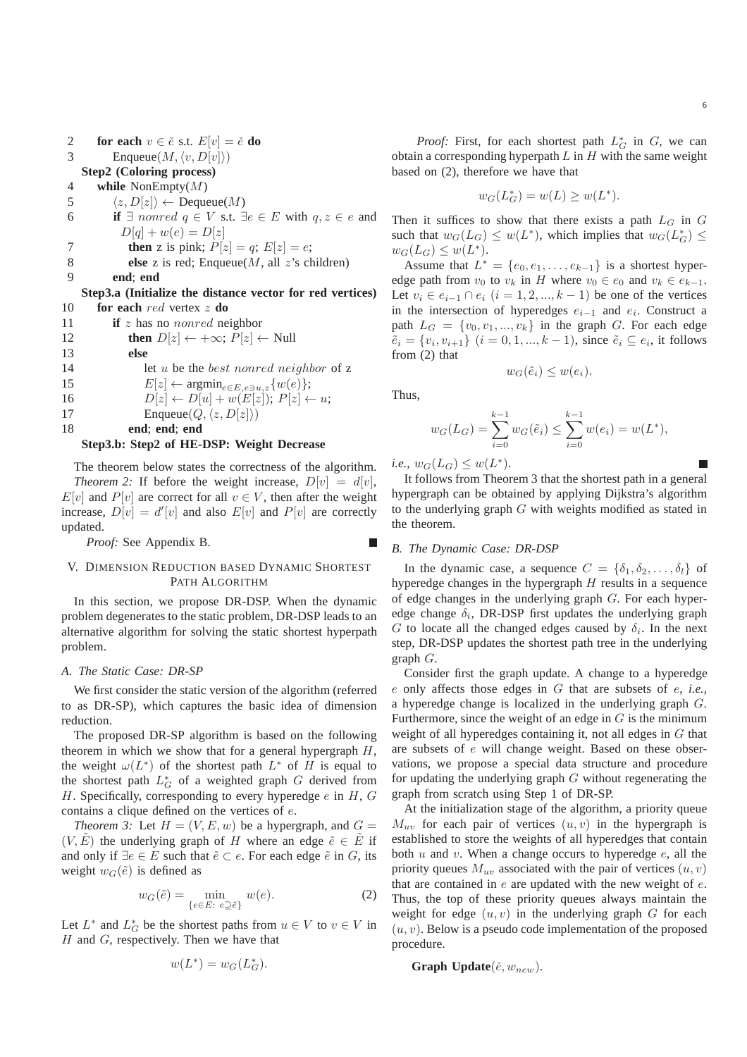```
2     for each v ∈ ě s.t. E[v] = ě do
3         Enqueue(M, ⟨v, D[v]⟩)
      Step2 (Coloring process)
4     while NonEmpty(M)
5         ⟨z, D[z]⟩ ← Dequeue(M)
6         if ∃ nonred q ∈ V s.t. ∃e ∈ E with q, z ∈ e and
              D[q] + w(e) = D[z]
7             then z is pink; P[z] = q; E[z] = e;
8             else z is red; Enqueue(M, all z's children)
9         end; end
      Step3.a (Initialize the distance vector for red vertices)
10    for each red vertex z do
11        if z has no nonred neighbor
12            then D[z] ← +∞; P[z] ← Null
13        else
14            let u be the best nonred neighbor of z
15            E[z] ← argmin_{e∈E, e∋u,z} {w(e)};
16            D[z] ← D[u] + w(E[z]); P[z] ← u;
17            Enqueue(Q, ⟨z, D[z]⟩)
18        end; end; end
      Step3.b: Step2 of HE-DSP: Weight Decrease
```

The theorem below states the correctness of the algorithm.

*Theorem 2:* If before the weight increase, $D[v] = d[v]$, $E[v]$ and $P[v]$ are correct for all $v \in V$, then after the weight increase, $D[v] = d'[v]$ and also $E[v]$ and $P[v]$ are correctly updated.

*Proof:* See Appendix B. ∎

## V. Dimension Reduction based Dynamic Shortest Path Algorithm

In this section, we propose DR-DSP. When the dynamic problem degenerates to the static problem, DR-DSP leads to an alternative algorithm for solving the static shortest hyperpath problem.

### A. The Static Case: DR-SP

We first consider the static version of the algorithm (referred to as DR-SP), which captures the basic idea of dimension reduction.

The proposed DR-SP algorithm is based on the following theorem in which we show that for a general hypergraph $H$, the weight $\omega(L^*)$ of the shortest path $L^*$ of $H$ is equal to the shortest path $L_G^*$ of a weighted graph $G$ derived from $H$. Specifically, corresponding to every hyperedge $e$ in $H$, $G$ contains a clique defined on the vertices of $e$.

*Theorem 3:* Let $H = (V, E, w)$ be a hypergraph, and $G = (V, \tilde{E})$ the underlying graph of $H$ where an edge $\tilde{e} \in \tilde{E}$ if and only if $\exists e \in E$ such that $\tilde{e} \subset e$. For each edge $\tilde{e}$ in $G$, its weight $w_G(\tilde{e})$ is defined as

$$w_G(\tilde{e}) = \min_{\{e \in E:\ e \supseteq \tilde{e}\}} w(e). \tag{2}$$

Let $L^*$ and $L_G^*$ be the shortest paths from $u \in V$ to $v \in V$ in $H$ and $G$, respectively. Then we have that

$$w(L^*) = w_G(L_G^*).$$

*Proof:* First, for each shortest path $L_G^*$ in $G$, we can obtain a corresponding hyperpath $L$ in $H$ with the same weight based on (2), therefore we have that

$$w_G(L_G^*) = w(L) \geq w(L^*).$$

Then it suffices to show that there exists a path $L_G$ in $G$ such that $w_G(L_G) \leq w(L^*)$, which implies that $w_G(L_G^*) \leq w_G(L_G) \leq w(L^*)$.

Assume that $L^* = \{e_0, e_1, \ldots, e_{k-1}\}$ is a shortest hyperedge path from $v_0$ to $v_k$ in $H$ where $v_0 \in e_0$ and $v_k \in e_{k-1}$. Let $v_i \in e_{i-1} \cap e_i$ $(i = 1, 2, ..., k-1)$ be one of the vertices in the intersection of hyperedges $e_{i-1}$ and $e_i$. Construct a path $L_G = \{v_0, v_1, ..., v_k\}$ in the graph $G$. For each edge $\tilde{e}_i = \{v_i, v_{i+1}\}$ $(i = 0, 1, ..., k-1)$, since $\tilde{e}_i \subseteq e_i$, it follows from (2) that

$$w_G(\tilde{e}_i) \leq w(e_i).$$

Thus,

$$w_G(L_G) = \sum_{i=0}^{k-1} w_G(\tilde{e}_i) \leq \sum_{i=0}^{k-1} w(e_i) = w(L^*),$$

*i.e.,* $w_G(L_G) \leq w(L^*)$. ∎

It follows from Theorem 3 that the shortest path in a general hypergraph can be obtained by applying Dijkstra's algorithm to the underlying graph $G$ with weights modified as stated in the theorem.

### B. The Dynamic Case: DR-DSP

In the dynamic case, a sequence $C = \{\delta_1, \delta_2, \ldots, \delta_l\}$ of hyperedge changes in the hypergraph $H$ results in a sequence of edge changes in the underlying graph $G$. For each hyperedge change $\delta_i$, DR-DSP first updates the underlying graph $G$ to locate all the changed edges caused by $\delta_i$. In the next step, DR-DSP updates the shortest path tree in the underlying graph $G$.

Consider first the graph update. A change to a hyperedge $e$ only affects those edges in $G$ that are subsets of $e$, *i.e.,* a hyperedge change is localized in the underlying graph $G$. Furthermore, since the weight of an edge in $G$ is the minimum weight of all hyperedges containing it, not all edges in $G$ that are subsets of $e$ will change weight. Based on these observations, we propose a special data structure and procedure for updating the underlying graph $G$ without regenerating the graph from scratch using Step 1 of DR-SP.

At the initialization stage of the algorithm, a priority queue $M_{uv}$ for each pair of vertices $(u, v)$ in the hypergraph is established to store the weights of all hyperedges that contain both $u$ and $v$. When a change occurs to hyperedge $e$, all the priority queues $M_{uv}$ associated with the pair of vertices $(u, v)$ that are contained in $e$ are updated with the new weight of $e$. Thus, the top of these priority queues always maintain the weight for edge $(u, v)$ in the underlying graph $G$ for each $(u, v)$. Below is a pseudo code implementation of the proposed procedure.

**Graph Update**$(\check{e}, w_{new})$.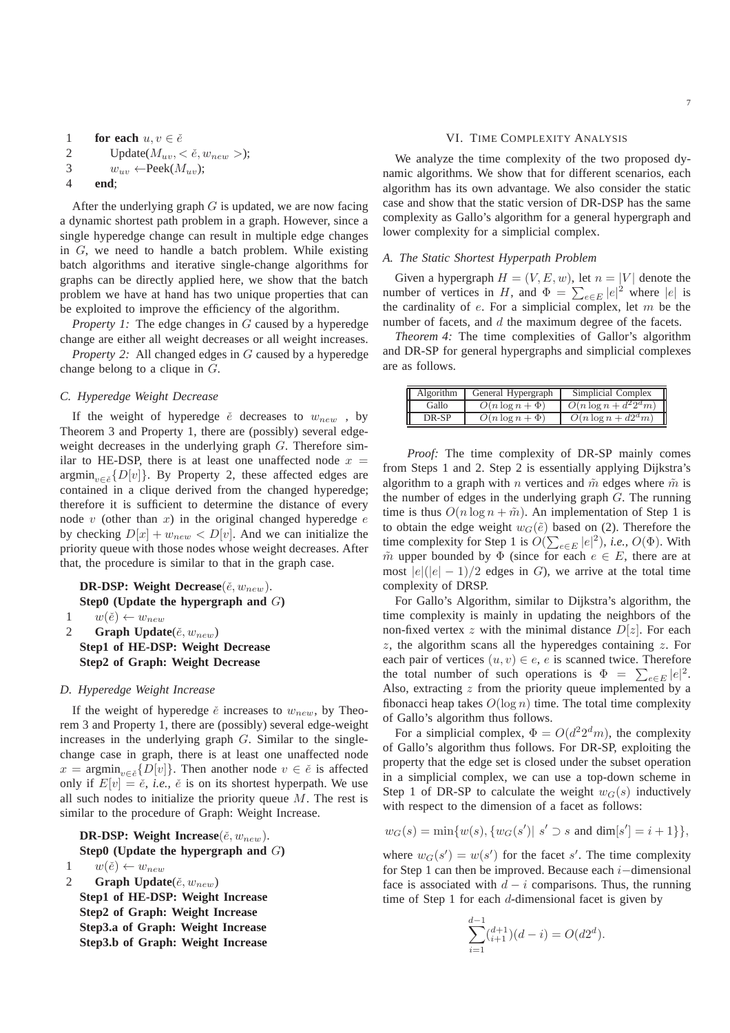```
1    for each u, v ∈ ĕ
2        Update(M_uv, < ĕ, w_new >);
3        w_uv ←Peek(M_uv);
4    end;
```

After the underlying graph $G$ is updated, we are now facing a dynamic shortest path problem in a graph. However, since a single hyperedge change can result in multiple edge changes in $G$, we need to handle a batch problem. While existing batch algorithms and iterative single-change algorithms for graphs can be directly applied here, we show that the batch problem we have at hand has two unique properties that can be exploited to improve the efficiency of the algorithm.

*Property 1:* The edge changes in $G$ caused by a hyperedge change are either all weight decreases or all weight increases.

*Property 2:* All changed edges in $G$ caused by a hyperedge change belong to a clique in $G$.

### C. Hyperedge Weight Decrease

If the weight of hyperedge $\breve{e}$ decreases to $w_{new}$ , by Theorem 3 and Property 1, there are (possibly) several edge-weight decreases in the underlying graph $G$. Therefore similar to HE-DSP, there is at least one unaffected node $x = \text{argmin}_{v \in \breve{e}}\{D[v]\}$. By Property 2, these affected edges are contained in a clique derived from the changed hyperedge; therefore it is sufficient to determine the distance of every node $v$ (other than $x$) in the original changed hyperedge $e$ by checking $D[x] + w_{new} < D[v]$. And we can initialize the priority queue with those nodes whose weight decreases. After that, the procedure is similar to that in the graph case.

**DR-DSP: Weight Decrease**($\breve{e}, w_{new}$).
**Step0 (Update the hypergraph and $G$)**
1 $\quad w(\breve{e}) \leftarrow w_{new}$
2 $\quad$ **Graph Update**($\breve{e}, w_{new}$)
**Step1 of HE-DSP: Weight Decrease**
**Step2 of Graph: Weight Decrease**

### D. Hyperedge Weight Increase

If the weight of hyperedge $\breve{e}$ increases to $w_{new}$, by Theorem 3 and Property 1, there are (possibly) several edge-weight increases in the underlying graph $G$. Similar to the single-change case in graph, there is at least one unaffected node $x = \text{argmin}_{v \in \breve{e}}\{D[v]\}$. Then another node $v \in \breve{e}$ is affected only if $E[v] = \breve{e}$, *i.e.,* $\breve{e}$ is on its shortest hyperpath. We use all such nodes to initialize the priority queue $M$. The rest is similar to the procedure of Graph: Weight Increase.

**DR-DSP: Weight Increase**($\breve{e}, w_{new}$).
**Step0 (Update the hypergraph and $G$)**
1 $\quad w(\breve{e}) \leftarrow w_{new}$
2 $\quad$ **Graph Update**($\breve{e}, w_{new}$)
**Step1 of HE-DSP: Weight Increase**
**Step2 of Graph: Weight Increase**
**Step3.a of Graph: Weight Increase**
**Step3.b of Graph: Weight Increase**

## VI. Time Complexity Analysis

We analyze the time complexity of the two proposed dynamic algorithms. We show that for different scenarios, each algorithm has its own advantage. We also consider the static case and show that the static version of DR-DSP has the same complexity as Gallo's algorithm for a general hypergraph and lower complexity for a simplicial complex.

### A. The Static Shortest Hyperpath Problem

Given a hypergraph $H = (V, E, w)$, let $n = |V|$ denote the number of vertices in $H$, and $\Phi = \sum_{e \in E} |e|^2$ where $|e|$ is the cardinality of $e$. For a simplicial complex, let $m$ be the number of facets, and $d$ the maximum degree of the facets.

*Theorem 4:* The time complexities of Gallor's algorithm and DR-SP for general hypergraphs and simplicial complexes are as follows.

| Algorithm | General Hypergraph | Simplicial Complex |
|---|---|---|
| Gallo | $O(n \log n + \Phi)$ | $O(n \log n + d^2 2^d m)$ |
| DR-SP | $O(n \log n + \Phi)$ | $O(n \log n + d 2^d m)$ |

*Proof:* The time complexity of DR-SP mainly comes from Steps 1 and 2. Step 2 is essentially applying Dijkstra's algorithm to a graph with $n$ vertices and $\tilde{m}$ edges where $\tilde{m}$ is the number of edges in the underlying graph $G$. The running time is thus $O(n \log n + \tilde{m})$. An implementation of Step 1 is to obtain the edge weight $w_G(\tilde{e})$ based on (2). Therefore the time complexity for Step 1 is $O(\sum_{e \in E} |e|^2)$, *i.e.,* $O(\Phi)$. With $\tilde{m}$ upper bounded by $\Phi$ (since for each $e \in E$, there are at most $|e|(|e|-1)/2$ edges in $G$), we arrive at the total time complexity of DRSP.

For Gallo's Algorithm, similar to Dijkstra's algorithm, the time complexity is mainly in updating the neighbors of the non-fixed vertex $z$ with the minimal distance $D[z]$. For each $z$, the algorithm scans all the hyperedges containing $z$. For each pair of vertices $(u, v) \in e$, $e$ is scanned twice. Therefore the total number of such operations is $\Phi = \sum_{e \in E} |e|^2$. Also, extracting $z$ from the priority queue implemented by a fibonacci heap takes $O(\log n)$ time. The total time complexity of Gallo's algorithm thus follows.

For a simplicial complex, $\Phi = O(d^2 2^d m)$, the complexity of Gallo's algorithm thus follows. For DR-SP, exploiting the property that the edge set is closed under the subset operation in a simplicial complex, we can use a top-down scheme in Step 1 of DR-SP to calculate the weight $w_G(s)$ inductively with respect to the dimension of a facet as follows:

$$w_G(s) = \min\{w(s), \{w_G(s') | \; s' \supset s \text{ and } \dim[s'] = i + 1\}\},$$

where $w_G(s') = w(s')$ for the facet $s'$. The time complexity for Step 1 can then be improved. Because each $i-$dimensional face is associated with $d - i$ comparisons. Thus, the running time of Step 1 for each $d$-dimensional facet is given by

$$\sum_{i=1}^{d-1} \binom{d+1}{i+1}(d-i) = O(d2^d).$$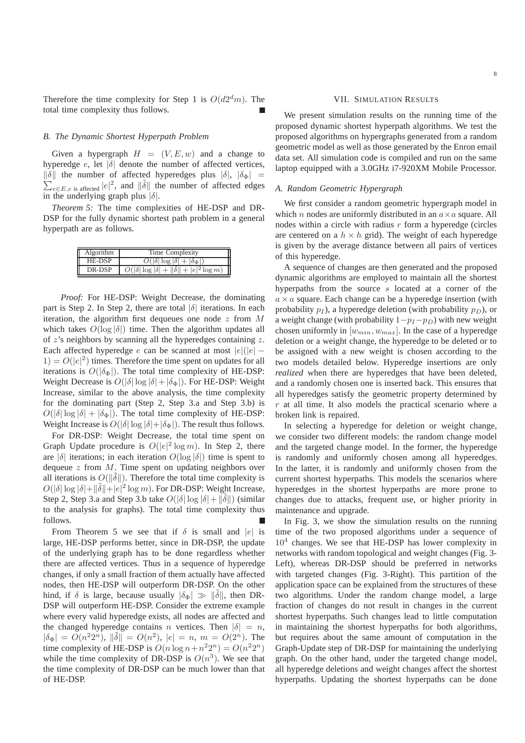Therefore the time complexity for Step 1 is $O(d2^dm)$. The total time complexity thus follows. ∎

### B. The Dynamic Shortest Hyperpath Problem

Given a hypergraph $H = (V, E, w)$ and a change to hyperedge $e$, let $|\delta|$ denote the number of affected vertices, $\|\delta\|$ the number of affected hyperedges plus $|\delta|$, $|\delta_\Phi| = \sum_{e \in E, e \text{ is affected}} |e|^2$, and $\|\tilde{\delta}\|$ the number of affected edges in the underlying graph plus $|\delta|$.

*Theorem 5:* The time complexities of HE-DSP and DR-DSP for the fully dynamic shortest path problem in a general hyperpath are as follows.

| Algorithm | Time Complexity |
|---|---|
| HE-DSP | $O(\vert\delta\vert \log \vert\delta\vert + \vert\delta_\Phi\vert)$ |
| DR-DSP | $O(\vert\delta\vert \log \vert\delta\vert + \Vert\tilde{\delta}\Vert + \vert e\vert^2 \log m)$ |

*Proof:* For HE-DSP: Weight Decrease, the dominating part is Step 2. In Step 2, there are total $|\delta|$ iterations. In each iteration, the algorithm first dequeues one node $z$ from $M$ which takes $O(\log |\delta|)$ time. Then the algorithm updates all of $z$'s neighbors by scanning all the hyperedges containing $z$. Each affected hyperedge $e$ can be scanned at most $|e|(|e| - 1) = O(|e|^2)$ times. Therefore the time spent on updates for all iterations is $O(|\delta_\Phi|)$. The total time complexity of HE-DSP: Weight Decrease is $O(|\delta| \log |\delta| + |\delta_\Phi|)$. For HE-DSP: Weight Increase, similar to the above analysis, the time complexity for the dominating part (Step 2, Step 3.a and Step 3.b) is $O(|\delta| \log |\delta| + |\delta_\Phi|)$. The total time complexity of HE-DSP: Weight Increase is $O(|\delta| \log |\delta| + |\delta_\Phi|)$. The result thus follows.

For DR-DSP: Weight Decrease, the total time spent on Graph Update procedure is $O(|e|^2 \log m)$. In Step 2, there are $|\delta|$ iterations; in each iteration $O(\log |\delta|)$ time is spent to dequeue $z$ from $M$. Time spent on updating neighbors over all iterations is $O(\|\tilde{\delta}\|)$. Therefore the total time complexity is $O(|\delta| \log |\delta| + \|\tilde{\delta}\| + |e|^2 \log m)$. For DR-DSP: Weight Increase, Step 2, Step 3.a and Step 3.b take $O(|\delta| \log |\delta| + \|\tilde{\delta}\|)$ (similar to the analysis for graphs). The total time complexity thus follows. ∎

From Theorem 5 we see that if $\delta$ is small and $|e|$ is large, HE-DSP performs better, since in DR-DSP, the update of the underlying graph has to be done regardless whether there are affected vertices. Thus in a sequence of hyperedge changes, if only a small fraction of them actually have affected nodes, then HE-DSP will outperform DR-DSP. On the other hind, if $\delta$ is large, because usually $|\delta_\Phi| \gg \|\tilde{\delta}\|$, then DR-DSP will outperform HE-DSP. Consider the extreme example where every valid hyperedge exists, all nodes are affected and the changed hyperedge contains $n$ vertices. Then $|\delta| = n$, $|\delta_\Phi| = O(n^2 2^n)$, $\|\tilde{\delta}\| = O(n^2)$, $|e| = n$, $m = O(2^n)$. The time complexity of HE-DSP is $O(n \log n + n^2 2^n) = O(n^2 2^n)$ while the time complexity of DR-DSP is $O(n^3)$. We see that the time complexity of DR-DSP can be much lower than that of HE-DSP.

## VII. Simulation Results

We present simulation results on the running time of the proposed dynamic shortest hyperpath algorithms. We test the proposed algorithms on hypergraphs generated from a random geometric model as well as those generated by the Enron email data set. All simulation code is compiled and run on the same laptop equipped with a 3.0GHz i7-920XM Mobile Processor.

### A. Random Geometric Hypergraph

We first consider a random geometric hypergraph model in which $n$ nodes are uniformly distributed in an $a \times a$ square. All nodes within a circle with radius $r$ form a hyperedge (circles are centered on a $h \times h$ grid). The weight of each hyperedge is given by the average distance between all pairs of vertices of this hyperedge.

A sequence of changes are then generated and the proposed dynamic algorithms are employed to maintain all the shortest hyperpaths from the source $s$ located at a corner of the $a \times a$ square. Each change can be a hyperedge insertion (with probability $p_I$), a hyperedge deletion (with probability $p_D$), or a weight change (with probability $1 - p_I - p_D$) with new weight chosen uniformly in $[w_{min}, w_{max}]$. In the case of a hyperedge deletion or a weight change, the hyperedge to be deleted or to be assigned with a new weight is chosen according to the two models detailed below. Hyperedge insertions are only *realized* when there are hyperedges that have been deleted, and a randomly chosen one is inserted back. This ensures that all hyperedges satisfy the geometric property determined by $r$ at all time. It also models the practical scenario where a broken link is repaired.

In selecting a hyperedge for deletion or weight change, we consider two different models: the random change model and the targeted change model. In the former, the hyperedge is randomly and uniformly chosen among all hyperedges. In the latter, it is randomly and uniformly chosen from the current shortest hyperpaths. This models the scenarios where hyperedges in the shortest hyperpaths are more prone to changes due to attacks, frequent use, or higher priority in maintenance and upgrade.

In Fig. 3, we show the simulation results on the running time of the two proposed algorithms under a sequence of $10^4$ changes. We see that HE-DSP has lower complexity in networks with random topological and weight changes (Fig. 3-Left), whereas DR-DSP should be preferred in networks with targeted changes (Fig. 3-Right). This partition of the application space can be explained from the structures of these two algorithms. Under the random change model, a large fraction of changes do not result in changes in the current shortest hyperpaths. Such changes lead to little computation in maintaining the shortest hyperpaths for both algorithms, but requires about the same amount of computation in the Graph-Update step of DR-DSP for maintaining the underlying graph. On the other hand, under the targeted change model, all hyperedge deletions and weight changes affect the shortest hyperpaths. Updating the shortest hyperpaths can be done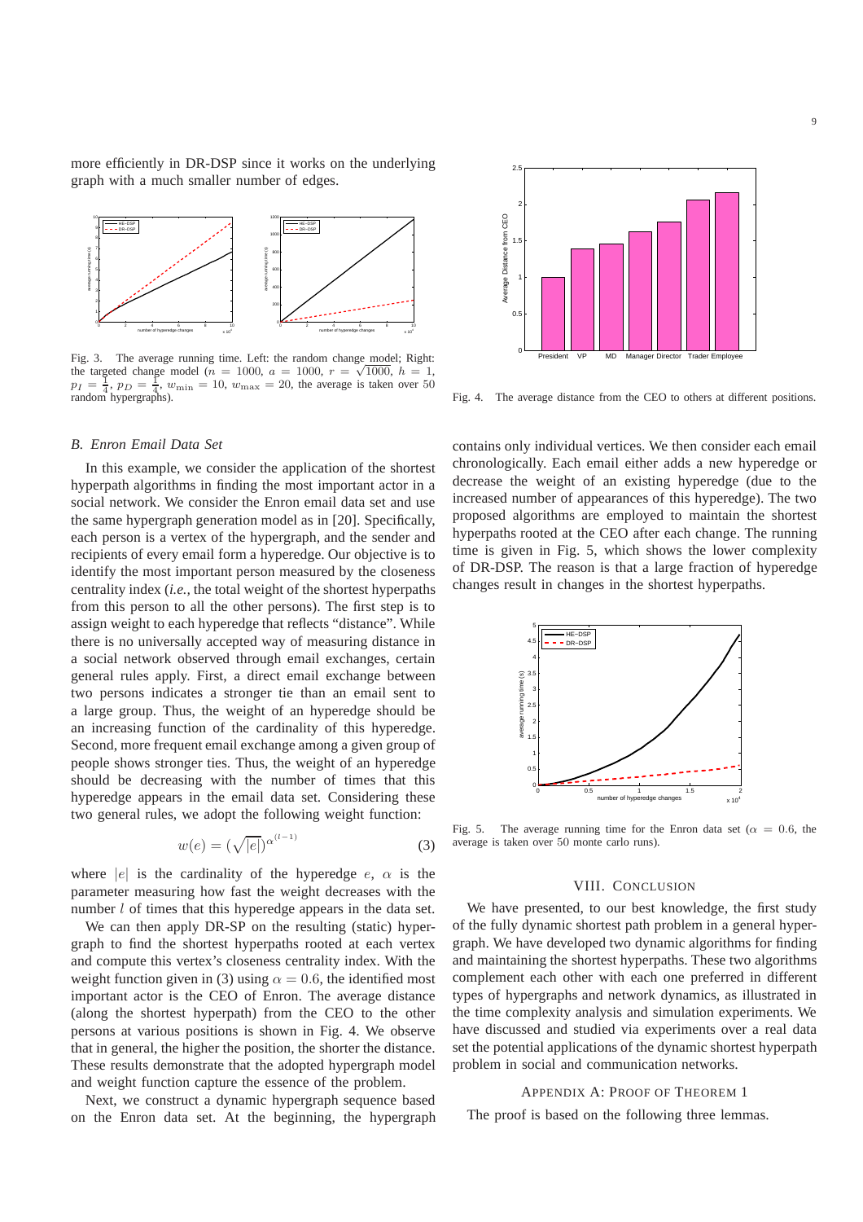more efficiently in DR-DSP since it works on the underlying graph with a much smaller number of edges.

Fig. 3. The average running time. Left: the random change model; Right: the targeted change model ($n = 1000$, $a = 1000$, $r = \sqrt{1000}$, $h = 1$, $p_I = \frac{1}{4}$, $p_D = \frac{1}{4}$, $w_{\min} = 10$, $w_{\max} = 20$, the average is taken over 50 random hypergraphs).

### B. Enron Email Data Set

In this example, we consider the application of the shortest hyperpath algorithms in finding the most important actor in a social network. We consider the Enron email data set and use the same hypergraph generation model as in [20]. Specifically, each person is a vertex of the hypergraph, and the sender and recipients of every email form a hyperedge. Our objective is to identify the most important person measured by the closeness centrality index (*i.e.,* the total weight of the shortest hyperpaths from this person to all the other persons). The first step is to assign weight to each hyperedge that reflects "distance". While there is no universally accepted way of measuring distance in a social network observed through email exchanges, certain general rules apply. First, a direct email exchange between two persons indicates a stronger tie than an email sent to a large group. Thus, the weight of an hyperedge should be an increasing function of the cardinality of this hyperedge. Second, more frequent email exchange among a given group of people shows stronger ties. Thus, the weight of an hyperedge should be decreasing with the number of times that this hyperedge appears in the email data set. Considering these two general rules, we adopt the following weight function:

$$w(e) = (\sqrt{|e|})^{\alpha^{(l-1)}} \tag{3}$$

where $|e|$ is the cardinality of the hyperedge $e$, $\alpha$ is the parameter measuring how fast the weight decreases with the number $l$ of times that this hyperedge appears in the data set.

We can then apply DR-SP on the resulting (static) hypergraph to find the shortest hyperpaths rooted at each vertex and compute this vertex's closeness centrality index. With the weight function given in (3) using $\alpha = 0.6$, the identified most important actor is the CEO of Enron. The average distance (along the shortest hyperpath) from the CEO to the other persons at various positions is shown in Fig. 4. We observe that in general, the higher the position, the shorter the distance. These results demonstrate that the adopted hypergraph model and weight function capture the essence of the problem.

Next, we construct a dynamic hypergraph sequence based on the Enron data set. At the beginning, the hypergraph contains only individual vertices. We then consider each email chronologically. Each email either adds a new hyperedge or decrease the weight of an existing hyperedge (due to the increased number of appearances of this hyperedge). The two proposed algorithms are employed to maintain the shortest hyperpaths rooted at the CEO after each change. The running time is given in Fig. 5, which shows the lower complexity of DR-DSP. The reason is that a large fraction of hyperedge changes result in changes in the shortest hyperpaths.

Fig. 4. The average distance from the CEO to others at different positions.

Fig. 5. The average running time for the Enron data set ($\alpha = 0.6$, the average is taken over 50 monte carlo runs).

## VIII. Conclusion

We have presented, to our best knowledge, the first study of the fully dynamic shortest path problem in a general hypergraph. We have developed two dynamic algorithms for finding and maintaining the shortest hyperpaths. These two algorithms complement each other with each one preferred in different types of hypergraphs and network dynamics, as illustrated in the time complexity analysis and simulation experiments. We have discussed and studied via experiments over a real data set the potential applications of the dynamic shortest hyperpath problem in social and communication networks.

## Appendix A: Proof of Theorem 1

The proof is based on the following three lemmas.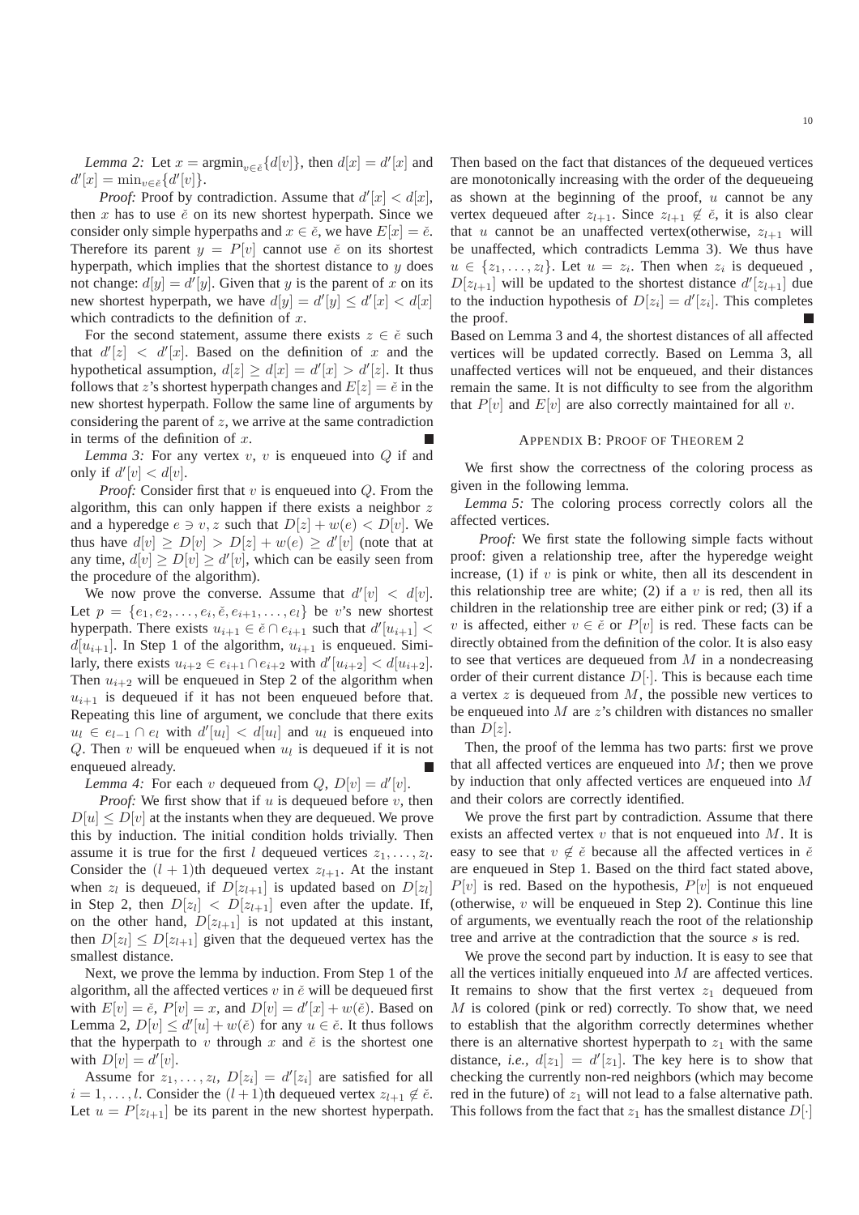*Lemma 2:* Let $x = \text{argmin}_{v \in \check{e}}\{d[v]\}$, then $d[x] = d'[x]$ and $d'[x] = \min_{v \in \check{e}}\{d'[v]\}$.

*Proof:* Proof by contradiction. Assume that $d'[x] < d[x]$, then $x$ has to use $\check{e}$ on its new shortest hyperpath. Since we consider only simple hyperpaths and $x \in \check{e}$, we have $E[x] = \check{e}$. Therefore its parent $y = P[v]$ cannot use $\check{e}$ on its shortest hyperpath, which implies that the shortest distance to $y$ does not change: $d[y] = d'[y]$. Given that $y$ is the parent of $x$ on its new shortest hyperpath, we have $d[y] = d'[y] \leq d'[x] < d[x]$ which contradicts to the definition of $x$.

For the second statement, assume there exists $z \in \check{e}$ such that $d'[z] < d'[x]$. Based on the definition of $x$ and the hypothetical assumption, $d[z] \geq d[x] = d'[x] > d'[z]$. It thus follows that $z$'s shortest hyperpath changes and $E[z] = \check{e}$ in the new shortest hyperpath. Follow the same line of arguments by considering the parent of $z$, we arrive at the same contradiction in terms of the definition of $x$. ∎

*Lemma 3:* For any vertex $v$, $v$ is enqueued into $Q$ if and only if $d'[v] < d[v]$.

*Proof:* Consider first that $v$ is enqueued into $Q$. From the algorithm, this can only happen if there exists a neighbor $z$ and a hyperedge $e \ni v, z$ such that $D[z] + w(e) < D[v]$. We thus have $d[v] \geq D[v] > D[z] + w(e) \geq d'[v]$ (note that at any time, $d[v] \geq D[v] \geq d'[v]$, which can be easily seen from the procedure of the algorithm).

We now prove the converse. Assume that $d'[v] < d[v]$. Let $p = \{e_1, e_2, \ldots, e_i, \check{e}, e_{i+1}, \ldots, e_l\}$ be $v$'s new shortest hyperpath. There exists $u_{i+1} \in \check{e} \cap e_{i+1}$ such that $d'[u_{i+1}] < d[u_{i+1}]$. In Step 1 of the algorithm, $u_{i+1}$ is enqueued. Similarly, there exists $u_{i+2} \in e_{i+1} \cap e_{i+2}$ with $d'[u_{i+2}] < d[u_{i+2}]$. Then $u_{i+2}$ will be enqueued in Step 2 of the algorithm when $u_{i+1}$ is dequeued if it has not been enqueued before that. Repeating this line of argument, we conclude that there exits $u_l \in e_{l-1} \cap e_l$ with $d'[u_l] < d[u_l]$ and $u_l$ is enqueued into $Q$. Then $v$ will be enqueued when $u_l$ is dequeued if it is not enqueued already. ∎

*Lemma 4:* For each $v$ dequeued from $Q$, $D[v] = d'[v]$.

*Proof:* We first show that if $u$ is dequeued before $v$, then $D[u] \leq D[v]$ at the instants when they are dequeued. We prove this by induction. The initial condition holds trivially. Then assume it is true for the first $l$ dequeued vertices $z_1, \ldots, z_l$. Consider the $(l+1)$th dequeued vertex $z_{l+1}$. At the instant when $z_l$ is dequeued, if $D[z_{l+1}]$ is updated based on $D[z_l]$ in Step 2, then $D[z_l] < D[z_{l+1}]$ even after the update. If, on the other hand, $D[z_{l+1}]$ is not updated at this instant, then $D[z_l] \leq D[z_{l+1}]$ given that the dequeued vertex has the smallest distance.

Next, we prove the lemma by induction. From Step 1 of the algorithm, all the affected vertices $v$ in $\check{e}$ will be dequeued first with $E[v] = \check{e}$, $P[v] = x$, and $D[v] = d'[x] + w(\check{e})$. Based on Lemma 2, $D[v] \leq d'[u] + w(\check{e})$ for any $u \in \check{e}$. It thus follows that the hyperpath to $v$ through $x$ and $\check{e}$ is the shortest one with $D[v] = d'[v]$.

Assume for $z_1, \ldots, z_l$, $D[z_i] = d'[z_i]$ are satisfied for all $i = 1, \ldots, l$. Consider the $(l+1)$th dequeued vertex $z_{l+1} \notin \check{e}$. Let $u = P[z_{l+1}]$ be its parent in the new shortest hyperpath. Then based on the fact that distances of the dequeued vertices are monotonically increasing with the order of the dequeueing as shown at the beginning of the proof, $u$ cannot be any vertex dequeued after $z_{l+1}$. Since $z_{l+1} \notin \check{e}$, it is also clear that $u$ cannot be an unaffected vertex(otherwise, $z_{l+1}$ will be unaffected, which contradicts Lemma 3). We thus have $u \in \{z_1, \ldots, z_l\}$. Let $u = z_i$. Then when $z_i$ is dequeued , $D[z_{l+1}]$ will be updated to the shortest distance $d'[z_{l+1}]$ due to the induction hypothesis of $D[z_i] = d'[z_i]$. This completes the proof. ∎

Based on Lemma 3 and 4, the shortest distances of all affected vertices will be updated correctly. Based on Lemma 3, all unaffected vertices will not be enqueued, and their distances remain the same. It is not difficulty to see from the algorithm that $P[v]$ and $E[v]$ are also correctly maintained for all $v$.

## Appendix B: Proof of Theorem 2

We first show the correctness of the coloring process as given in the following lemma.

*Lemma 5:* The coloring process correctly colors all the affected vertices.

*Proof:* We first state the following simple facts without proof: given a relationship tree, after the hyperedge weight increase, (1) if $v$ is pink or white, then all its descendent in this relationship tree are white; (2) if a $v$ is red, then all its children in the relationship tree are either pink or red; (3) if a $v$ is affected, either $v \in \check{e}$ or $P[v]$ is red. These facts can be directly obtained from the definition of the color. It is also easy to see that vertices are dequeued from $M$ in a nondecreasing order of their current distance $D[\cdot]$. This is because each time a vertex $z$ is dequeued from $M$, the possible new vertices to be enqueued into $M$ are $z$'s children with distances no smaller than $D[z]$.

Then, the proof of the lemma has two parts: first we prove that all affected vertices are enqueued into $M$; then we prove by induction that only affected vertices are enqueued into $M$ and their colors are correctly identified.

We prove the first part by contradiction. Assume that there exists an affected vertex $v$ that is not enqueued into $M$. It is easy to see that $v \notin \check{e}$ because all the affected vertices in $\check{e}$ are enqueued in Step 1. Based on the third fact stated above, $P[v]$ is red. Based on the hypothesis, $P[v]$ is not enqueued (otherwise, $v$ will be enqueued in Step 2). Continue this line of arguments, we eventually reach the root of the relationship tree and arrive at the contradiction that the source $s$ is red.

We prove the second part by induction. It is easy to see that all the vertices initially enqueued into $M$ are affected vertices. It remains to show that the first vertex $z_1$ dequeued from $M$ is colored (pink or red) correctly. To show that, we need to establish that the algorithm correctly determines whether there is an alternative shortest hyperpath to $z_1$ with the same distance, *i.e.,* $d[z_1] = d'[z_1]$. The key here is to show that checking the currently non-red neighbors (which may become red in the future) of $z_1$ will not lead to a false alternative path. This follows from the fact that $z_1$ has the smallest distance $D[\cdot]$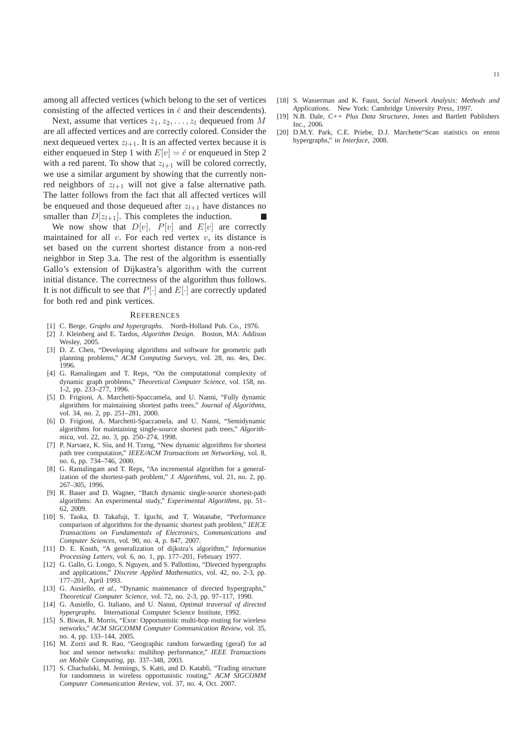among all affected vertices (which belong to the set of vertices consisting of the affected vertices in $\check{e}$ and their descendents).

Next, assume that vertices $z_1, z_2, \ldots, z_l$ dequeued from $M$ are all affected vertices and are correctly colored. Consider the next dequeued vertex $z_{l+1}$. It is an affected vertex because it is either enqueued in Step 1 with $E[v] = \check{e}$ or enqueued in Step 2 with a red parent. To show that $z_{l+1}$ will be colored correctly, we use a similar argument by showing that the currently non-red neighbors of $z_{l+1}$ will not give a false alternative path. The latter follows from the fact that all affected vertices will be enqueued and those dequeued after $z_{l+1}$ have distances no smaller than $D[z_{l+1}]$. This completes the induction. ∎

We now show that $D[v]$, $P[v]$ and $E[v]$ are correctly maintained for all $v$. For each red vertex $v$, its distance is set based on the current shortest distance from a non-red neighbor in Step 3.a. The rest of the algorithm is essentially Gallo's extension of Dijkastra's algorithm with the current initial distance. The correctness of the algorithm thus follows. It is not difficult to see that $P[\cdot]$ and $E[\cdot]$ are correctly updated for both red and pink vertices.

## References

[1] C. Berge, *Graphs and hypergraphs*. North-Holland Pub. Co., 1976.

[2] J. Kleinberg and E. Tardos, *Algorithm Design*. Boston, MA: Addison Wesley, 2005.

[3] D. Z. Chen, "Developing algorithms and software for geometric path planning problems," *ACM Computing Surveys*, vol. 28, no. 4es, Dec. 1996.

[4] G. Ramalingam and T. Reps, "On the computational complexity of dynamic graph problems," *Theoretical Computer Science*, vol. 158, no. 1-2, pp. 233–277, 1996.

[5] D. Frigioni, A. Marchetti-Spaccamela, and U. Nanni, "Fully dynamic algorithms for maintaining shortest paths trees," *Journal of Algorithms*, vol. 34, no. 2, pp. 251–281, 2000.

[6] D. Frigioni, A. Marchetti-Spaccamela, and U. Nanni, "Semidynamic algorithms for maintaining single-source shortest path trees," *Algorithmica*, vol. 22, no. 3, pp. 250–274, 1998.

[7] P. Narvaez, K. Siu, and H. Tzeng, "New dynamic algorithms for shortest path tree computation," *IEEE/ACM Transactions on Networking*, vol. 8, no. 6, pp. 734–746, 2000.

[8] G. Ramalingam and T. Reps, "An incremental algorithm for a generalization of the shortest-path problem," *J. Algorithms*, vol. 21, no. 2, pp. 267–305, 1996.

[9] R. Bauer and D. Wagner, "Batch dynamic single-source shortest-path algorithms: An experimental study," *Experimental Algorithms*, pp. 51–62, 2009.

[10] S. Taoka, D. Takafuji, T. Iguchi, and T. Watanabe, "Performance comparison of algorithms for the dynamic shortest path problem," *IEICE Transactions on Fundamentals of Electronics, Communications and Computer Sciences*, vol. 90, no. 4, p. 847, 2007.

[11] D. E. Knuth, "A generalization of dijkstra's algorithm," *Information Processing Letters*, vol. 6, no. 1, pp. 177–201, February 1977.

[12] G. Gallo, G. Longo, S. Nguyen, and S. Pallottino, "Directed hypergraphs and applications," *Discrete Applied Mathematics*, vol. 42, no. 2-3, pp. 177–201, April 1993.

[13] G. Ausiello, *et al.*, "Dynamic maintenance of directed hypergraphs," *Theoretical Computer Science*, vol. 72, no. 2-3, pp. 97–117, 1990.

[14] G. Ausiello, G. Italiano, and U. Nanni, *Optimal traversal of directed hypergraphs*. International Computer Science Institute, 1992.

[15] S. Biwas, R. Morris, "Exor: Opportunistic multi-hop routing for wireless networks," *ACM SIGCOMM Computer Communication Review*, vol. 35, no. 4, pp. 133–144, 2005.

[16] M. Zorzi and R. Rao, "Geographic random forwarding (geraf) for ad hoc and sensor networks: multihop performance," *IEEE Transactions on Mobile Computing*, pp. 337–348, 2003.

[17] S. Chachulski, M. Jennings, S. Katti, and D. Katabli, "Trading structure for randomness in wireless opportunistic routing," *ACM SIGCOMM Computer Communication Review*, vol. 37, no. 4, Oct. 2007.

[18] S. Wasserman and K. Faust, *Social Network Analysis: Methods and Applications*. New York: Cambridge University Press, 1997.

[19] N.B. Dale, *C++ Plus Data Structures*, Jones and Bartlett Publishers Inc., 2006.

[20] D.M.Y. Park, C.E. Priebe, D.J. Marchette"Scan statistics on enron hypergraphs," in *Interface*, 2008.